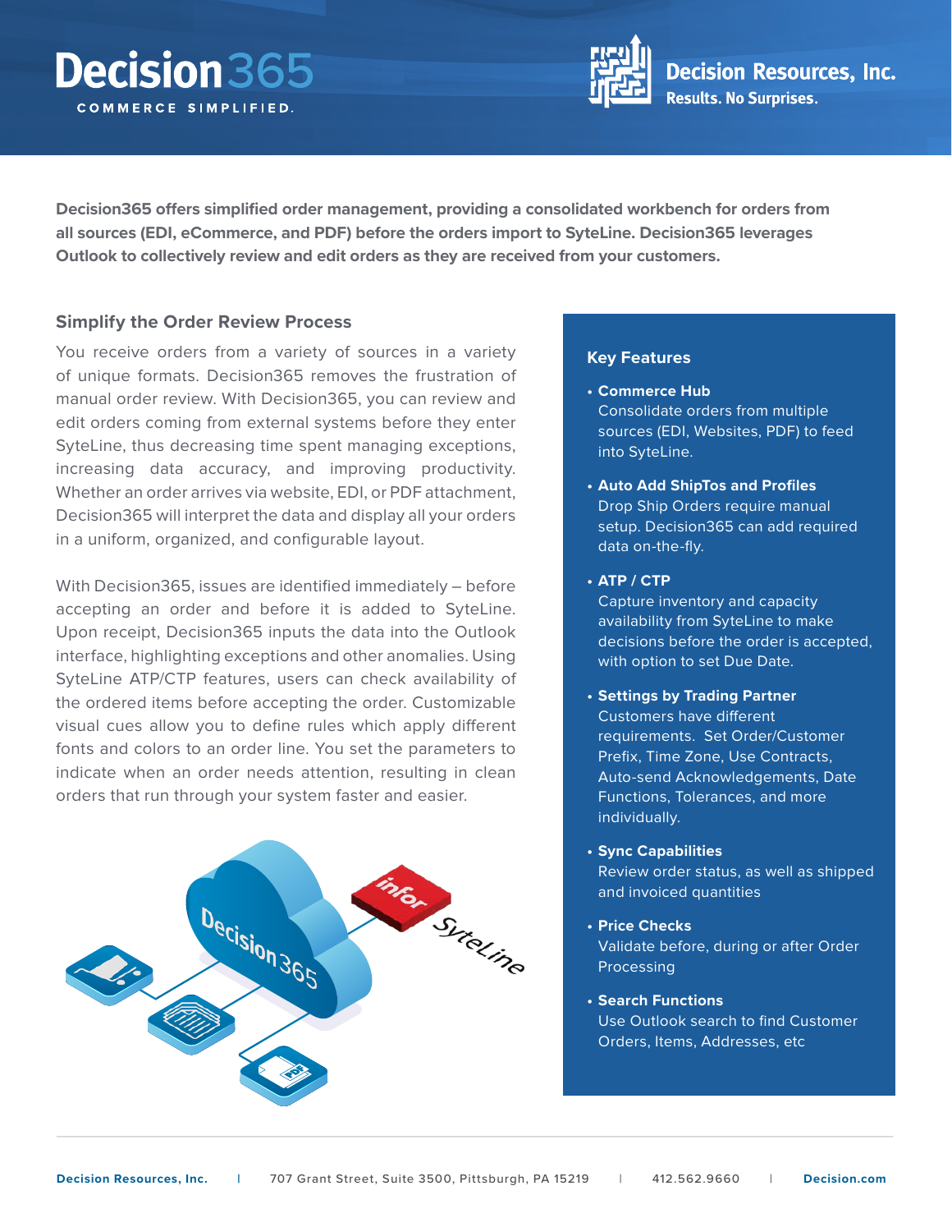# Decision365

COMMERCE SIMPLIFIED.

Decision Resources, Inc.
Results. No Surprises.

**Decision365 offers simplified order management, providing a consolidated workbench for orders from all sources (EDI, eCommerce, and PDF) before the orders import to SyteLine. Decision365 leverages Outlook to collectively review and edit orders as they are received from your customers.**

## Simplify the Order Review Process

You receive orders from a variety of sources in a variety of unique formats. Decision365 removes the frustration of manual order review. With Decision365, you can review and edit orders coming from external systems before they enter SyteLine, thus decreasing time spent managing exceptions, increasing data accuracy, and improving productivity. Whether an order arrives via website, EDI, or PDF attachment, Decision365 will interpret the data and display all your orders in a uniform, organized, and configurable layout.

With Decision365, issues are identified immediately – before accepting an order and before it is added to SyteLine. Upon receipt, Decision365 inputs the data into the Outlook interface, highlighting exceptions and other anomalies. Using SyteLine ATP/CTP features, users can check availability of the ordered items before accepting the order. Customizable visual cues allow you to define rules which apply different fonts and colors to an order line. You set the parameters to indicate when an order needs attention, resulting in clean orders that run through your system faster and easier.

## Key Features

- **Commerce Hub**
  Consolidate orders from multiple sources (EDI, Websites, PDF) to feed into SyteLine.
- **Auto Add ShipTos and Profiles**
  Drop Ship Orders require manual setup. Decision365 can add required data on-the-fly.
- **ATP / CTP**
  Capture inventory and capacity availability from SyteLine to make decisions before the order is accepted, with option to set Due Date.
- **Settings by Trading Partner**
  Customers have different requirements. Set Order/Customer Prefix, Time Zone, Use Contracts, Auto-send Acknowledgements, Date Functions, Tolerances, and more individually.
- **Sync Capabilities**
  Review order status, as well as shipped and invoiced quantities
- **Price Checks**
  Validate before, during or after Order Processing
- **Search Functions**
  Use Outlook search to find Customer Orders, Items, Addresses, etc

**Decision Resources, Inc.** | 707 Grant Street, Suite 3500, Pittsburgh, PA 15219 | 412.562.9660 | **Decision.com**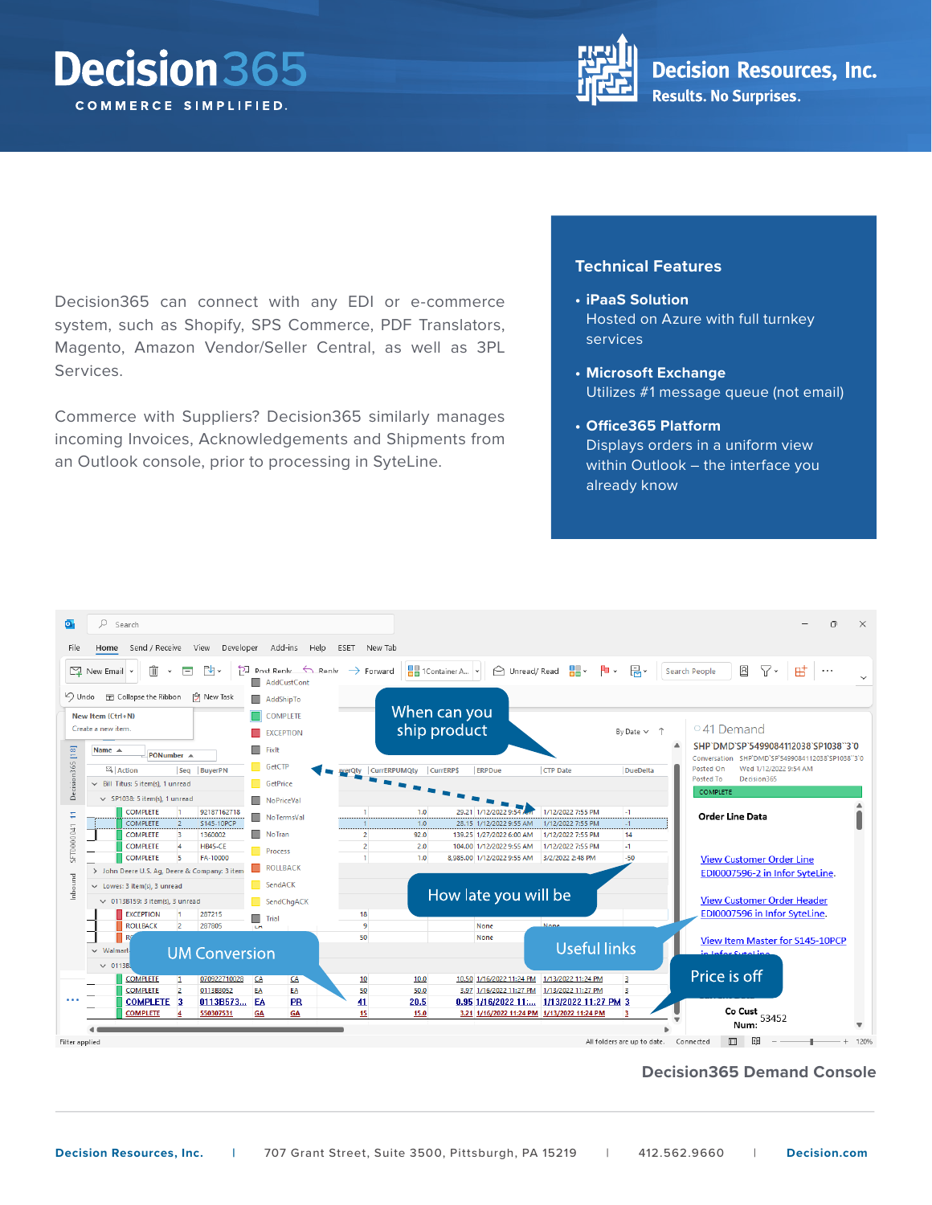# Decision365

COMMERCE SIMPLIFIED.

Decision Resources, Inc.
Results. No Surprises.

Decision365 can connect with any EDI or e-commerce system, such as Shopify, SPS Commerce, PDF Translators, Magento, Amazon Vendor/Seller Central, as well as 3PL Services.

Commerce with Suppliers? Decision365 similarly manages incoming Invoices, Acknowledgements and Shipments from an Outlook console, prior to processing in SyteLine.

## Technical Features

- **iPaaS Solution**
  Hosted on Azure with full turnkey services
- **Microsoft Exchange**
  Utilizes #1 message queue (not email)
- **Office365 Platform**
  Displays orders in a uniform view within Outlook – the interface you already know

When can you ship product

How late you will be

UM Conversion

Useful links

Price is off

**Decision365 Demand Console**

Decision Resources, Inc. | 707 Grant Street, Suite 3500, Pittsburgh, PA 15219 | 412.562.9660 | Decision.com